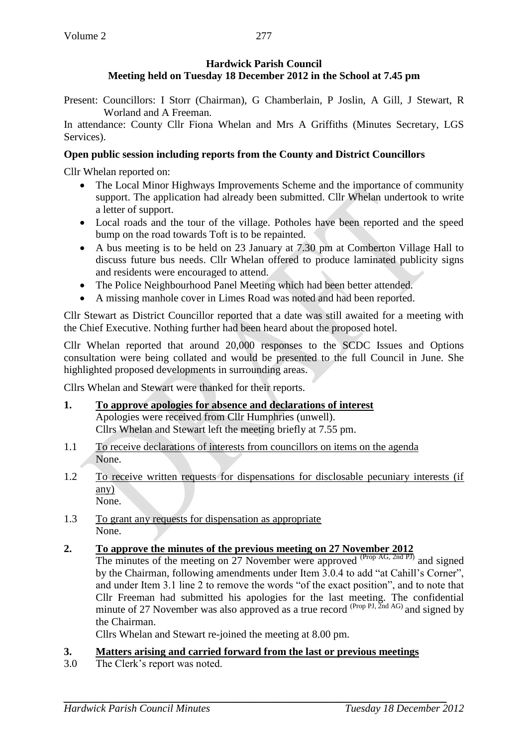**Hardwick Parish Council**
**Meeting held on Tuesday 18 December 2012 in the School at 7.45 pm**

Present: Councillors: I Storr (Chairman), G Chamberlain, P Joslin, A Gill, J Stewart, R Worland and A Freeman.

In attendance: County Cllr Fiona Whelan and Mrs A Griffiths (Minutes Secretary, LGS Services).

**Open public session including reports from the County and District Councillors**

Cllr Whelan reported on:

- The Local Minor Highways Improvements Scheme and the importance of community support. The application had already been submitted. Cllr Whelan undertook to write a letter of support.
- Local roads and the tour of the village. Potholes have been reported and the speed bump on the road towards Toft is to be repainted.
- A bus meeting is to be held on 23 January at 7.30 pm at Comberton Village Hall to discuss future bus needs. Cllr Whelan offered to produce laminated publicity signs and residents were encouraged to attend.
- The Police Neighbourhood Panel Meeting which had been better attended.
- A missing manhole cover in Limes Road was noted and had been reported.

Cllr Stewart as District Councillor reported that a date was still awaited for a meeting with the Chief Executive. Nothing further had been heard about the proposed hotel.

Cllr Whelan reported that around 20,000 responses to the SCDC Issues and Options consultation were being collated and would be presented to the full Council in June. She highlighted proposed developments in surrounding areas.

Cllrs Whelan and Stewart were thanked for their reports.

**1. <u>To approve apologies for absence and declarations of interest</u>**
Apologies were received from Cllr Humphries (unwell).
Cllrs Whelan and Stewart left the meeting briefly at 7.55 pm.

1.1 <u>To receive declarations of interests from councillors on items on the agenda</u>
None.

1.2 <u>To receive written requests for dispensations for disclosable pecuniary interests (if any)</u>
None.

1.3 <u>To grant any requests for dispensation as appropriate</u>
None.

**2. <u>To approve the minutes of the previous meeting on 27 November 2012</u>**
The minutes of the meeting on 27 November were approved (Prop AG, 2nd PJ) and signed by the Chairman, following amendments under Item 3.0.4 to add "at Cahill's Corner", and under Item 3.1 line 2 to remove the words "of the exact position", and to note that Cllr Freeman had submitted his apologies for the last meeting. The confidential minute of 27 November was also approved as a true record (Prop PJ, 2nd AG) and signed by the Chairman.
Cllrs Whelan and Stewart re-joined the meeting at 8.00 pm.

**3. <u>Matters arising and carried forward from the last or previous meetings</u>**

3.0 The Clerk's report was noted.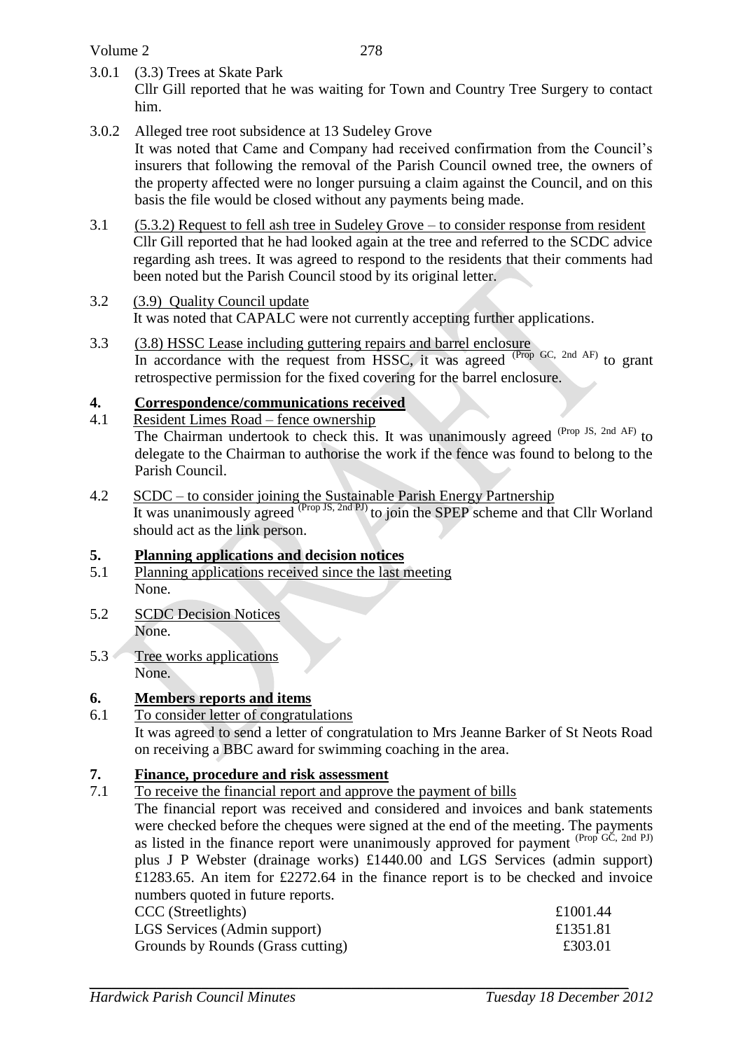3.0.1 (3.3) Trees at Skate Park

Cllr Gill reported that he was waiting for Town and Country Tree Surgery to contact him.

3.0.2 Alleged tree root subsidence at 13 Sudeley Grove

It was noted that Came and Company had received confirmation from the Council's insurers that following the removal of the Parish Council owned tree, the owners of the property affected were no longer pursuing a claim against the Council, and on this basis the file would be closed without any payments being made.

3.1 <u>(5.3.2) Request to fell ash tree in Sudeley Grove – to consider response from resident</u>

Cllr Gill reported that he had looked again at the tree and referred to the SCDC advice regarding ash trees. It was agreed to respond to the residents that their comments had been noted but the Parish Council stood by its original letter.

3.2 <u>(3.9) Quality Council update</u>

It was noted that CAPALC were not currently accepting further applications.

3.3 <u>(3.8) HSSC Lease including guttering repairs and barrel enclosure</u>

In accordance with the request from HSSC, it was agreed (Prop GC, 2nd AF) to grant retrospective permission for the fixed covering for the barrel enclosure.

## 4. Correspondence/communications received

4.1 <u>Resident Limes Road – fence ownership</u>

The Chairman undertook to check this. It was unanimously agreed (Prop JS, 2nd AF) to delegate to the Chairman to authorise the work if the fence was found to belong to the Parish Council.

4.2 <u>SCDC – to consider joining the Sustainable Parish Energy Partnership</u>

It was unanimously agreed (Prop JS, 2nd PJ) to join the SPEP scheme and that Cllr Worland should act as the link person.

## 5. Planning applications and decision notices

5.1 <u>Planning applications received since the last meeting</u>

None.

5.2 <u>SCDC Decision Notices</u>

None.

5.3 <u>Tree works applications</u>

None.

## 6. Members reports and items

6.1 <u>To consider letter of congratulations</u>

It was agreed to send a letter of congratulation to Mrs Jeanne Barker of St Neots Road on receiving a BBC award for swimming coaching in the area.

## 7. Finance, procedure and risk assessment

7.1 <u>To receive the financial report and approve the payment of bills</u>

The financial report was received and considered and invoices and bank statements were checked before the cheques were signed at the end of the meeting. The payments as listed in the finance report were unanimously approved for payment (Prop GC, 2nd PJ) plus J P Webster (drainage works) £1440.00 and LGS Services (admin support) £1283.65. An item for £2272.64 in the finance report is to be checked and invoice numbers quoted in future reports.

| | |
|---|---|
| CCC (Streetlights) | £1001.44 |
| LGS Services (Admin support) | £1351.81 |
| Grounds by Rounds (Grass cutting) | £303.01 |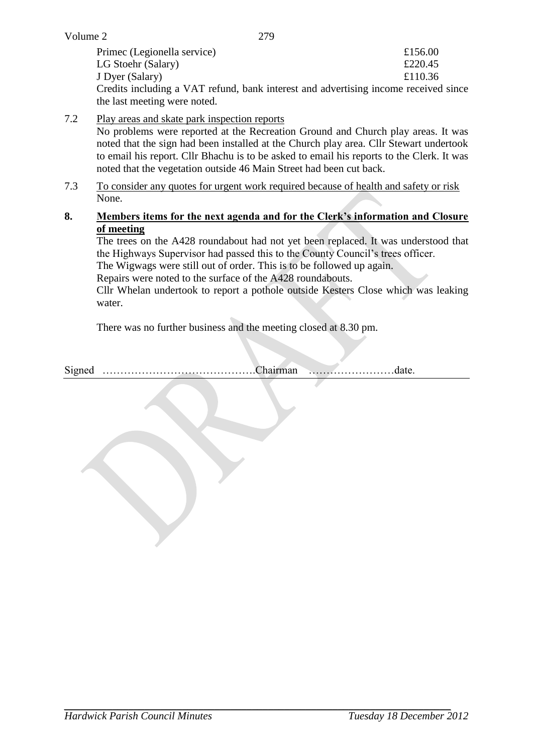| | |
|---|---|
| Primec (Legionella service) | £156.00 |
| LG Stoehr (Salary) | £220.45 |
| J Dyer (Salary) | £110.36 |

Credits including a VAT refund, bank interest and advertising income received since the last meeting were noted.

7.2 Play areas and skate park inspection reports

No problems were reported at the Recreation Ground and Church play areas. It was noted that the sign had been installed at the Church play area. Cllr Stewart undertook to email his report. Cllr Bhachu is to be asked to email his reports to the Clerk. It was noted that the vegetation outside 46 Main Street had been cut back.

7.3 To consider any quotes for urgent work required because of health and safety or risk

None.

**8. Members items for the next agenda and for the Clerk's information and Closure of meeting**

The trees on the A428 roundabout had not yet been replaced. It was understood that the Highways Supervisor had passed this to the County Council's trees officer.

The Wigwags were still out of order. This is to be followed up again.

Repairs were noted to the surface of the A428 roundabouts.

Cllr Whelan undertook to report a pothole outside Kesters Close which was leaking water.

There was no further business and the meeting closed at 8.30 pm.

Signed …………………………………….Chairman ……………………date.